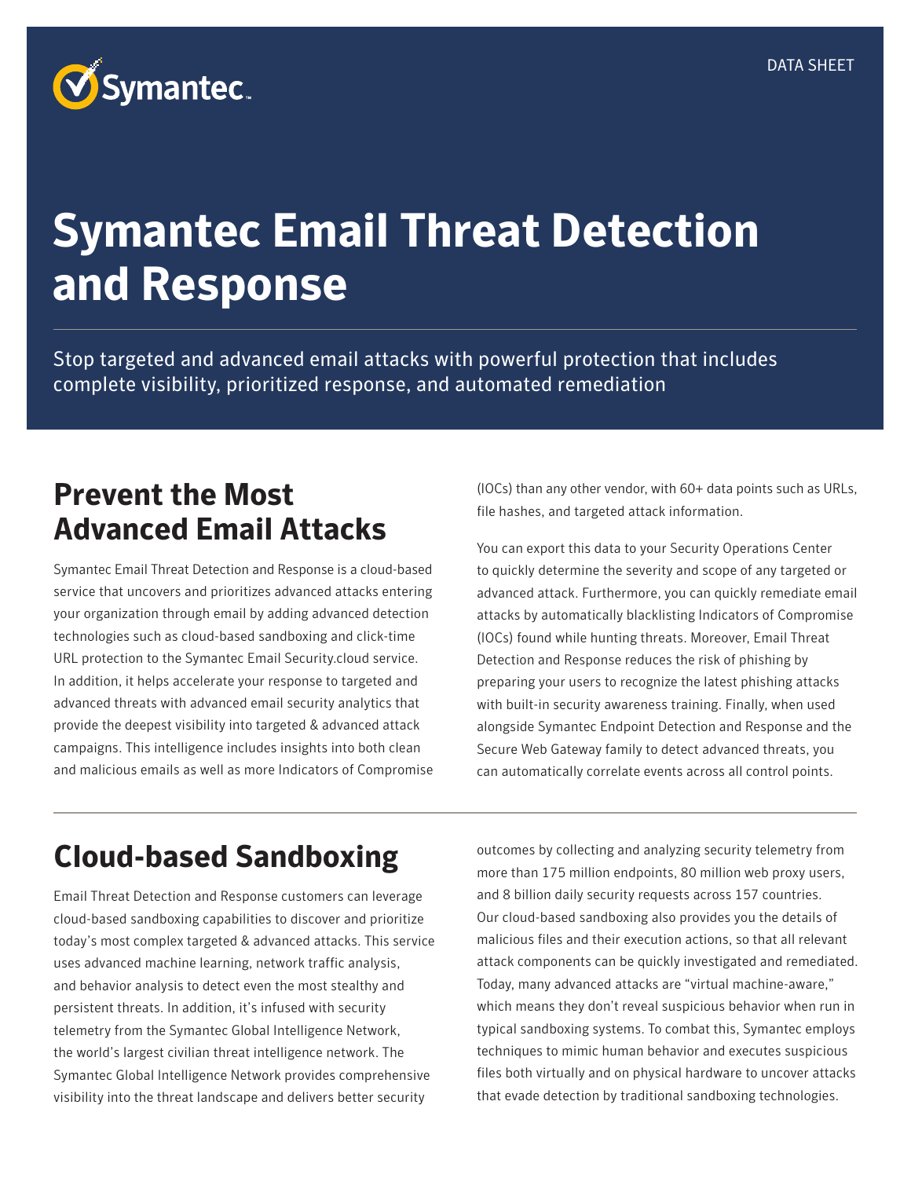DATA SHEET

# Symantec Email Threat Detection and Response

Stop targeted and advanced email attacks with powerful protection that includes complete visibility, prioritized response, and automated remediation

## Prevent the Most Advanced Email Attacks

Symantec Email Threat Detection and Response is a cloud-based service that uncovers and prioritizes advanced attacks entering your organization through email by adding advanced detection technologies such as cloud-based sandboxing and click-time URL protection to the Symantec Email Security.cloud service. In addition, it helps accelerate your response to targeted and advanced threats with advanced email security analytics that provide the deepest visibility into targeted & advanced attack campaigns. This intelligence includes insights into both clean and malicious emails as well as more Indicators of Compromise (IOCs) than any other vendor, with 60+ data points such as URLs, file hashes, and targeted attack information.

You can export this data to your Security Operations Center to quickly determine the severity and scope of any targeted or advanced attack. Furthermore, you can quickly remediate email attacks by automatically blacklisting Indicators of Compromise (IOCs) found while hunting threats. Moreover, Email Threat Detection and Response reduces the risk of phishing by preparing your users to recognize the latest phishing attacks with built-in security awareness training. Finally, when used alongside Symantec Endpoint Detection and Response and the Secure Web Gateway family to detect advanced threats, you can automatically correlate events across all control points.

## Cloud-based Sandboxing

Email Threat Detection and Response customers can leverage cloud-based sandboxing capabilities to discover and prioritize today's most complex targeted & advanced attacks. This service uses advanced machine learning, network traffic analysis, and behavior analysis to detect even the most stealthy and persistent threats. In addition, it's infused with security telemetry from the Symantec Global Intelligence Network, the world's largest civilian threat intelligence network. The Symantec Global Intelligence Network provides comprehensive visibility into the threat landscape and delivers better security outcomes by collecting and analyzing security telemetry from more than 175 million endpoints, 80 million web proxy users, and 8 billion daily security requests across 157 countries. Our cloud-based sandboxing also provides you the details of malicious files and their execution actions, so that all relevant attack components can be quickly investigated and remediated. Today, many advanced attacks are "virtual machine-aware," which means they don't reveal suspicious behavior when run in typical sandboxing systems. To combat this, Symantec employs techniques to mimic human behavior and executes suspicious files both virtually and on physical hardware to uncover attacks that evade detection by traditional sandboxing technologies.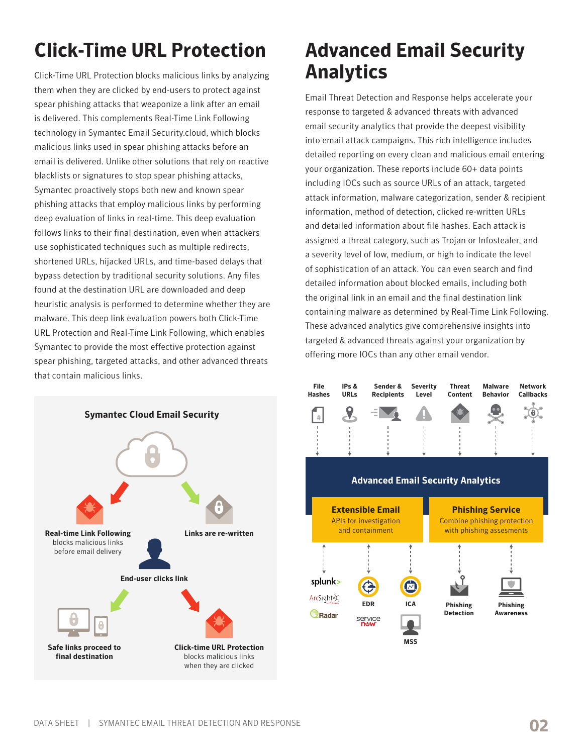# Click-Time URL Protection

Click-Time URL Protection blocks malicious links by analyzing them when they are clicked by end-users to protect against spear phishing attacks that weaponize a link after an email is delivered. This complements Real-Time Link Following technology in Symantec Email Security.cloud, which blocks malicious links used in spear phishing attacks before an email is delivered. Unlike other solutions that rely on reactive blacklists or signatures to stop spear phishing attacks, Symantec proactively stops both new and known spear phishing attacks that employ malicious links by performing deep evaluation of links in real-time. This deep evaluation follows links to their final destination, even when attackers use sophisticated techniques such as multiple redirects, shortened URLs, hijacked URLs, and time-based delays that bypass detection by traditional security solutions. Any files found at the destination URL are downloaded and deep heuristic analysis is performed to determine whether they are malware. This deep link evaluation powers both Click-Time URL Protection and Real-Time Link Following, which enables Symantec to provide the most effective protection against spear phishing, targeted attacks, and other advanced threats that contain malicious links.

**Symantec Cloud Email Security**

**Real-time Link Following** blocks malicious links before email delivery

**Links are re-written**

**End-user clicks link**

**Safe links proceed to final destination**

**Click-time URL Protection** blocks malicious links when they are clicked

# Advanced Email Security Analytics

Email Threat Detection and Response helps accelerate your response to targeted & advanced threats with advanced email security analytics that provide the deepest visibility into email attack campaigns. This rich intelligence includes detailed reporting on every clean and malicious email entering your organization. These reports include 60+ data points including IOCs such as source URLs of an attack, targeted attack information, malware categorization, sender & recipient information, method of detection, clicked re-written URLs and detailed information about file hashes. Each attack is assigned a threat category, such as Trojan or Infostealer, and a severity level of low, medium, or high to indicate the level of sophistication of an attack. You can even search and find detailed information about blocked emails, including both the original link in an email and the final destination link containing malware as determined by Real-Time Link Following. These advanced analytics give comprehensive insights into targeted & advanced threats against your organization by offering more IOCs than any other email vendor.

**File Hashes** | **IPs & URLs** | **Sender & Recipients** | **Severity Level** | **Threat Content** | **Malware Behavior** | **Network Callbacks**

**Advanced Email Security Analytics**

**Extensible Email** — APIs for investigation and containment

**Phishing Service** — Combine phishing protection with phishing assessments

splunk> | ArcSight | Radar | **EDR** | servicenow | **ICA** | **MSS** | **Phishing Detection** | **Phishing Awareness**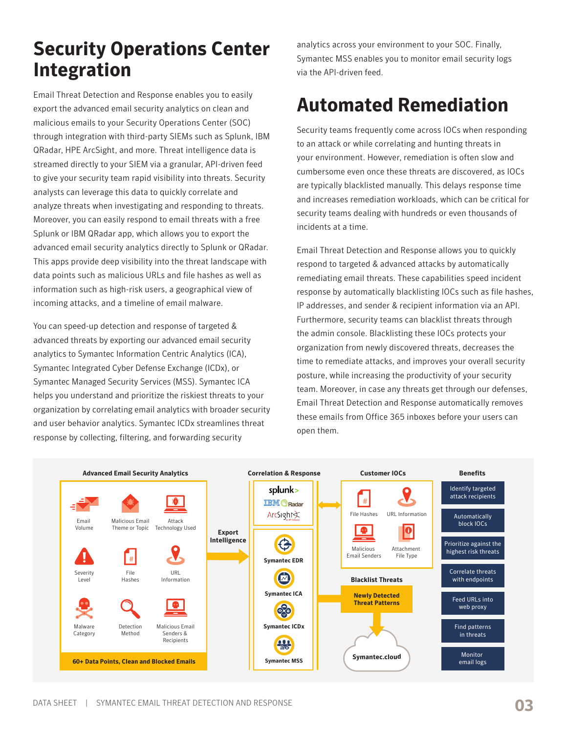# Security Operations Center Integration

Email Threat Detection and Response enables you to easily export the advanced email security analytics on clean and malicious emails to your Security Operations Center (SOC) through integration with third-party SIEMs such as Splunk, IBM QRadar, HPE ArcSight, and more. Threat intelligence data is streamed directly to your SIEM via a granular, API-driven feed to give your security team rapid visibility into threats. Security analysts can leverage this data to quickly correlate and analyze threats when investigating and responding to threats. Moreover, you can easily respond to email threats with a free Splunk or IBM QRadar app, which allows you to export the advanced email security analytics directly to Splunk or QRadar. This apps provide deep visibility into the threat landscape with data points such as malicious URLs and file hashes as well as information such as high-risk users, a geographical view of incoming attacks, and a timeline of email malware.

You can speed-up detection and response of targeted & advanced threats by exporting our advanced email security analytics to Symantec Information Centric Analytics (ICA), Symantec Integrated Cyber Defense Exchange (ICDx), or Symantec Managed Security Services (MSS). Symantec ICA helps you understand and prioritize the riskiest threats to your organization by correlating email analytics with broader security and user behavior analytics. Symantec ICDx streamlines threat response by collecting, filtering, and forwarding security analytics across your environment to your SOC. Finally, Symantec MSS enables you to monitor email security logs via the API-driven feed.

# Automated Remediation

Security teams frequently come across IOCs when responding to an attack or while correlating and hunting threats in your environment. However, remediation is often slow and cumbersome even once these threats are discovered, as IOCs are typically blacklisted manually. This delays response time and increases remediation workloads, which can be critical for security teams dealing with hundreds or even thousands of incidents at a time.

Email Threat Detection and Response allows you to quickly respond to targeted & advanced attacks by automatically remediating email threats. These capabilities speed incident response by automatically blacklisting IOCs such as file hashes, IP addresses, and sender & recipient information via an API. Furthermore, security teams can blacklist threats through the admin console. Blacklisting these IOCs protects your organization from newly discovered threats, decreases the time to remediate attacks, and improves your overall security posture, while increasing the productivity of your security team. Moreover, in case any threats get through our defenses, Email Threat Detection and Response automatically removes these emails from Office 365 inboxes before your users can open them.

**Advanced Email Security Analytics**

Email Volume · Malicious Email Theme or Topic · Attack Technology Used · Severity Level · File Hashes · URL Information · Malware Category · Detection Method · Malicious Email Senders & Recipients

**60+ Data Points, Clean and Blocked Emails**

**Export Intelligence**

**Correlation & Response**

splunk · IBM QRadar · ArcSight · **Symantec EDR** · **Symantec ICA** · **Symantec ICDx** · **Symantec MSS**

**Customer IOCs**

File Hashes · URL Information · Malicious Email Senders · Attachment File Type

**Blacklist Threats**

**Newly Detected Threat Patterns**

**Symantec.cloud**

**Benefits**

- Identify targeted attack recipients
- Automatically block IOCs
- Prioritize against the highest risk threats
- Correlate threats with endpoints
- Feed URLs into web proxy
- Find patterns in threats
- Monitor email logs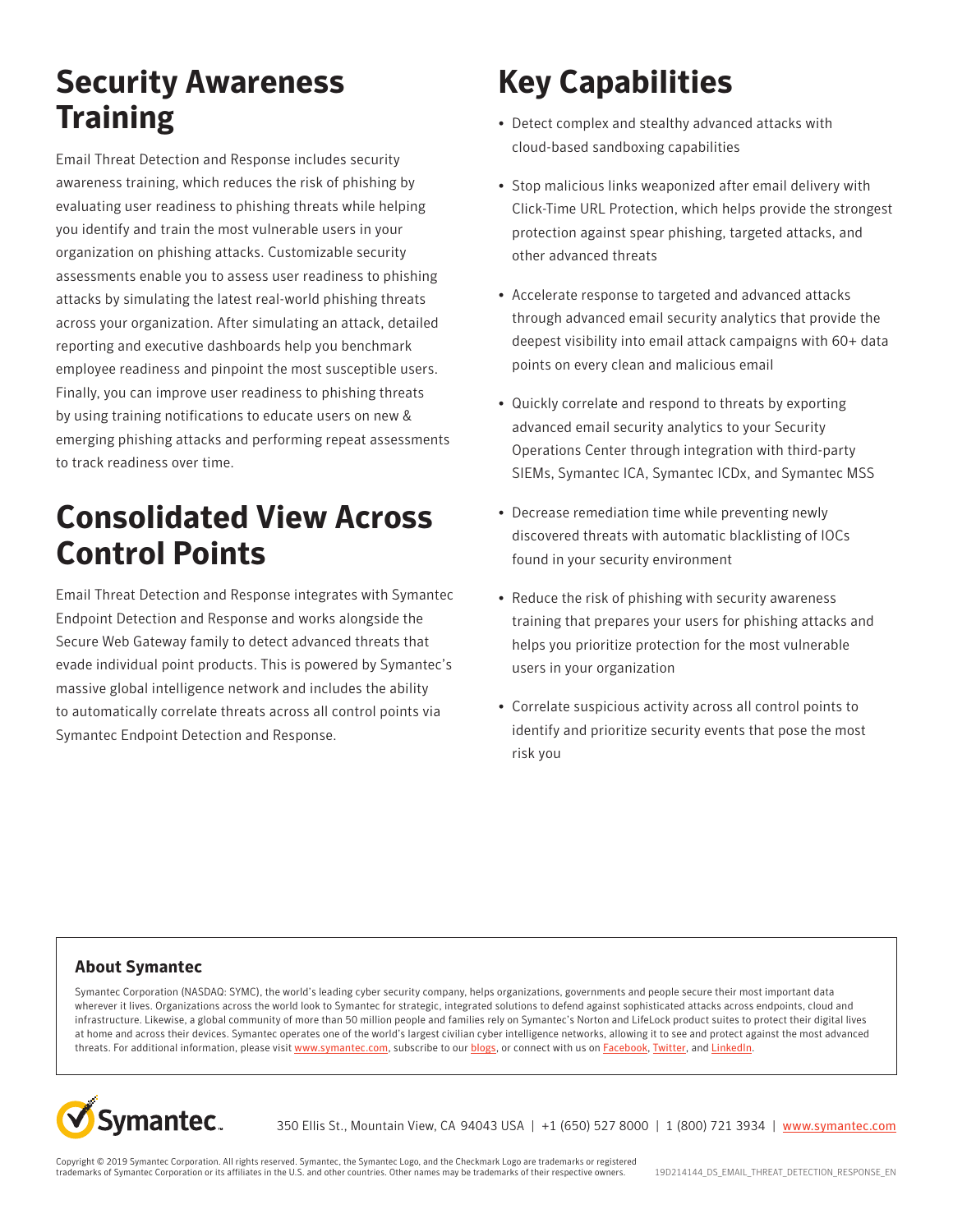## Security Awareness Training

Email Threat Detection and Response includes security awareness training, which reduces the risk of phishing by evaluating user readiness to phishing threats while helping you identify and train the most vulnerable users in your organization on phishing attacks. Customizable security assessments enable you to assess user readiness to phishing attacks by simulating the latest real-world phishing threats across your organization. After simulating an attack, detailed reporting and executive dashboards help you benchmark employee readiness and pinpoint the most susceptible users. Finally, you can improve user readiness to phishing threats by using training notifications to educate users on new & emerging phishing attacks and performing repeat assessments to track readiness over time.

## Consolidated View Across Control Points

Email Threat Detection and Response integrates with Symantec Endpoint Detection and Response and works alongside the Secure Web Gateway family to detect advanced threats that evade individual point products. This is powered by Symantec's massive global intelligence network and includes the ability to automatically correlate threats across all control points via Symantec Endpoint Detection and Response.

## Key Capabilities

- Detect complex and stealthy advanced attacks with cloud-based sandboxing capabilities
- Stop malicious links weaponized after email delivery with Click-Time URL Protection, which helps provide the strongest protection against spear phishing, targeted attacks, and other advanced threats
- Accelerate response to targeted and advanced attacks through advanced email security analytics that provide the deepest visibility into email attack campaigns with 60+ data points on every clean and malicious email
- Quickly correlate and respond to threats by exporting advanced email security analytics to your Security Operations Center through integration with third-party SIEMs, Symantec ICA, Symantec ICDx, and Symantec MSS
- Decrease remediation time while preventing newly discovered threats with automatic blacklisting of IOCs found in your security environment
- Reduce the risk of phishing with security awareness training that prepares your users for phishing attacks and helps you prioritize protection for the most vulnerable users in your organization
- Correlate suspicious activity across all control points to identify and prioritize security events that pose the most risk you

### About Symantec

Symantec Corporation (NASDAQ: SYMC), the world's leading cyber security company, helps organizations, governments and people secure their most important data wherever it lives. Organizations across the world look to Symantec for strategic, integrated solutions to defend against sophisticated attacks across endpoints, cloud and infrastructure. Likewise, a global community of more than 50 million people and families rely on Symantec's Norton and LifeLock product suites to protect their digital lives at home and across their devices. Symantec operates one of the world's largest civilian cyber intelligence networks, allowing it to see and protect against the most advanced threats. For additional information, please visit www.symantec.com, subscribe to our blogs, or connect with us on Facebook, Twitter, and LinkedIn.

Symantec

350 Ellis St., Mountain View, CA 94043 USA | +1 (650) 527 8000 | 1 (800) 721 3934 | www.symantec.com

Copyright © 2019 Symantec Corporation. All rights reserved. Symantec, the Symantec Logo, and the Checkmark Logo are trademarks or registered trademarks of Symantec Corporation or its affiliates in the U.S. and other countries. Other names may be trademarks of their respective owners.

19D214144_DS_EMAIL_THREAT_DETECTION_RESPONSE_EN